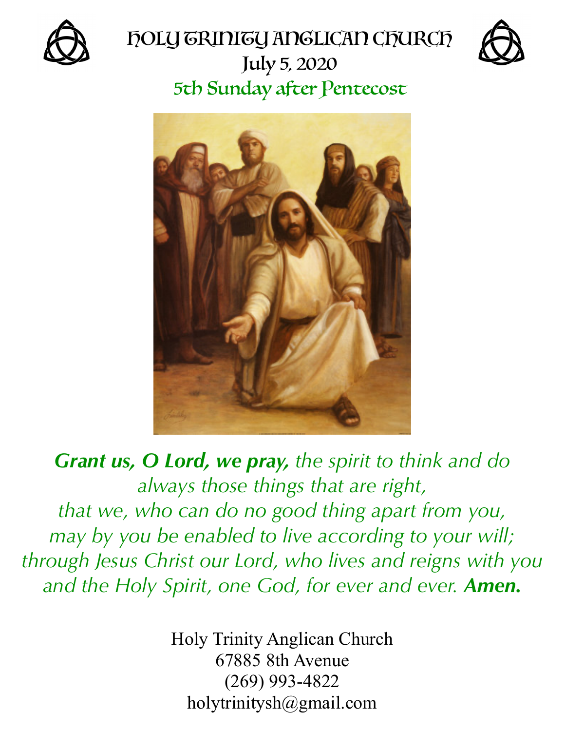# Holy Trinity Anglican Church

## July 5, 2020

## 5th Sunday after Pentecost

***Grant us, O Lord, we pray,*** *the spirit to think and do always those things that are right, that we, who can do no good thing apart from you, may by you be enabled to live according to your will; through Jesus Christ our Lord, who lives and reigns with you and the Holy Spirit, one God, for ever and ever.* ***Amen.***

Holy Trinity Anglican Church
67885 8th Avenue
(269) 993-4822
holytrinitysh@gmail.com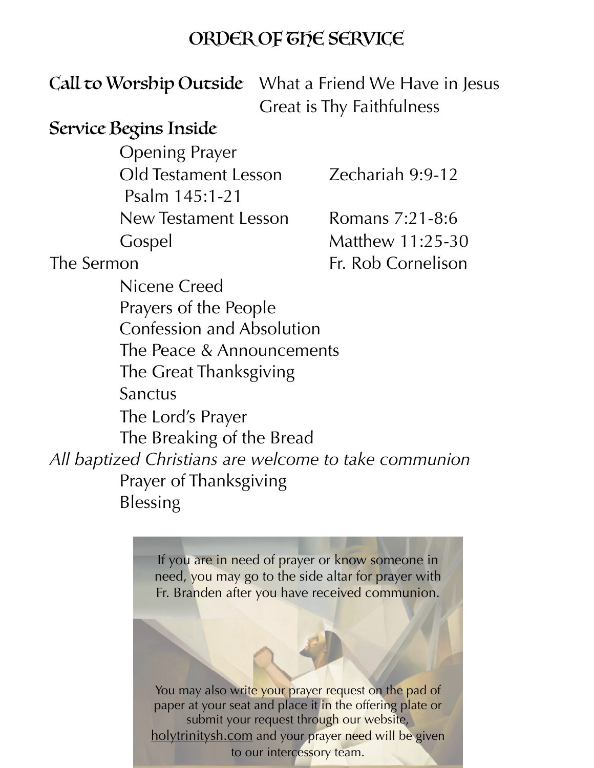# ORDER OF THE SERVICE

**Call to Worship Outside** What a Friend We Have in Jesus
Great is Thy Faithfulness

**Service Begins Inside**

Opening Prayer
Old Testament Lesson Zechariah 9:9-12
Psalm 145:1-21
New Testament Lesson Romans 7:21-8:6
Gospel Matthew 11:25-30

The Sermon Fr. Rob Cornelison

Nicene Creed
Prayers of the People
Confession and Absolution
The Peace & Announcements
The Great Thanksgiving
Sanctus
The Lord's Prayer
The Breaking of the Bread

*All baptized Christians are welcome to take communion*

Prayer of Thanksgiving
Blessing

If you are in need of prayer or know someone in need, you may go to the side altar for prayer with Fr. Branden after you have received communion.

You may also write your prayer request on the pad of paper at your seat and place it in the offering plate or submit your request through our website, holytrinitysh.com and your prayer need will be given to our intercessory team.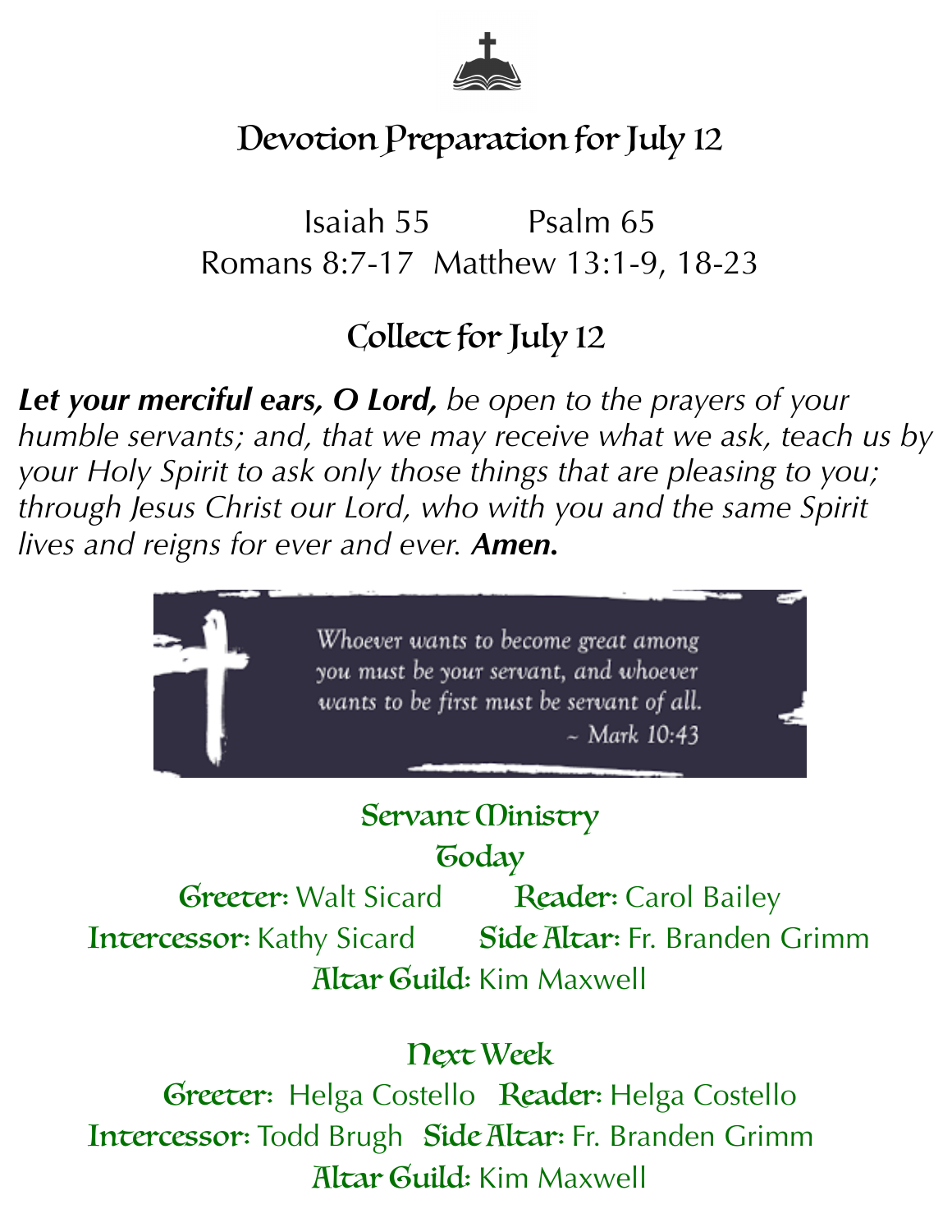# Devotion Preparation for July 12

Isaiah 55 Psalm 65
Romans 8:7-17 Matthew 13:1-9, 18-23

## Collect for July 12

***Let your merciful ears, O Lord,*** *be open to the prayers of your humble servants; and, that we may receive what we ask, teach us by your Holy Spirit to ask only those things that are pleasing to you; through Jesus Christ our Lord, who with you and the same Spirit lives and reigns for ever and ever.* ***Amen.***

*Whoever wants to become great among you must be your servant, and whoever wants to be first must be servant of all.*
~ Mark 10:43

## Servant Ministry

### Today

**Greeter:** Walt Sicard **Reader:** Carol Bailey
**Intercessor:** Kathy Sicard **Side Altar:** Fr. Branden Grimm
**Altar Guild:** Kim Maxwell

### Next Week

**Greeter:** Helga Costello **Reader:** Helga Costello
**Intercessor:** Todd Brugh **Side Altar:** Fr. Branden Grimm
**Altar Guild:** Kim Maxwell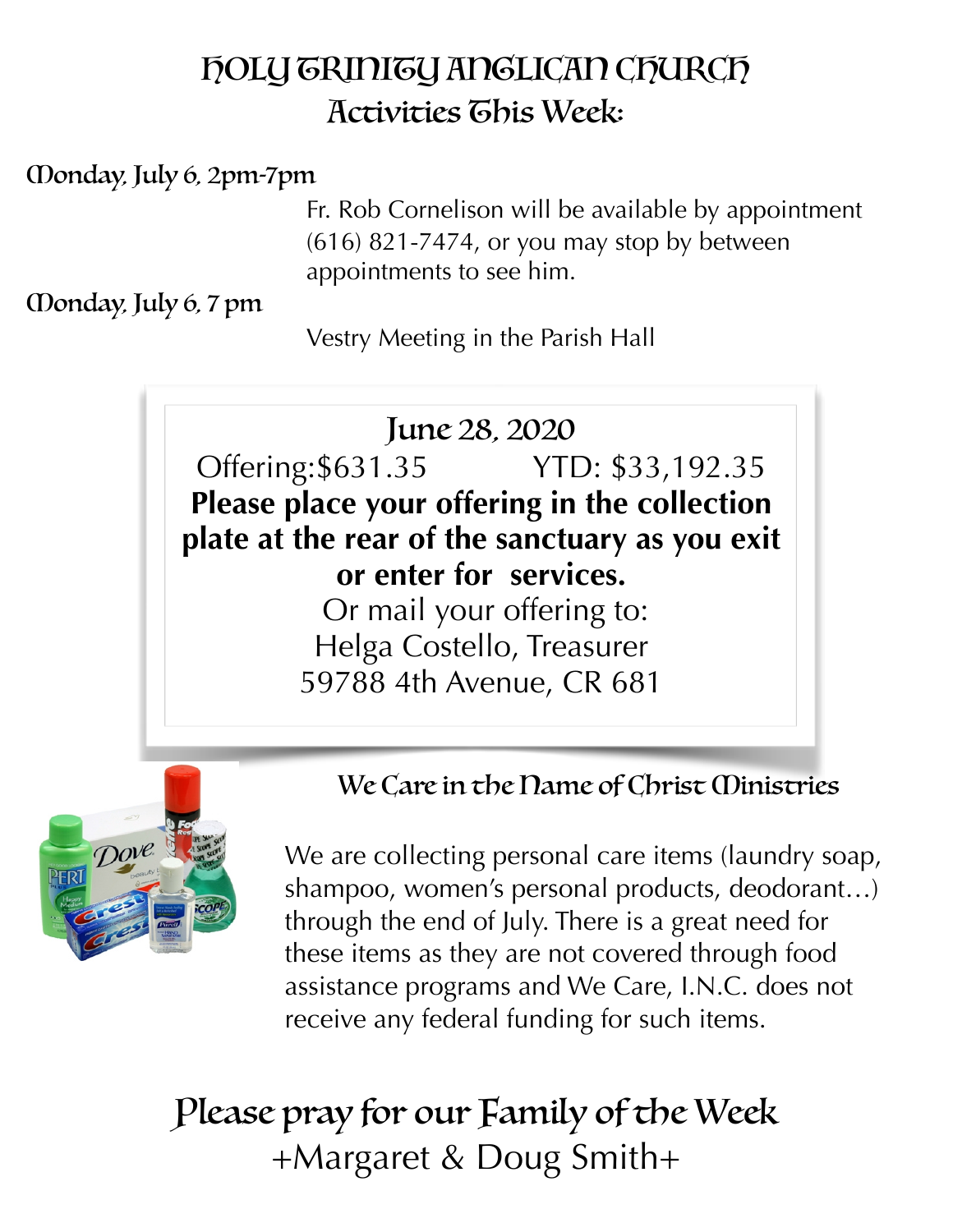# Holy Trinity Anglican Church

## Activities This Week:

**Monday, July 6, 2pm-7pm**

Fr. Rob Cornelison will be available by appointment (616) 821-7474, or you may stop by between appointments to see him.

**Monday, July 6, 7 pm**

Vestry Meeting in the Parish Hall

## June 28, 2020

Offering:$631.35 YTD: $33,192.35

**Please place your offering in the collection plate at the rear of the sanctuary as you exit or enter for services.**

Or mail your offering to:
Helga Costello, Treasurer
59788 4th Avenue, CR 681

## We Care in the Name of Christ Ministries

We are collecting personal care items (laundry soap, shampoo, women's personal products, deodorant…) through the end of July. There is a great need for these items as they are not covered through food assistance programs and We Care, I.N.C. does not receive any federal funding for such items.

## Please pray for our Family of the Week

+Margaret & Doug Smith+